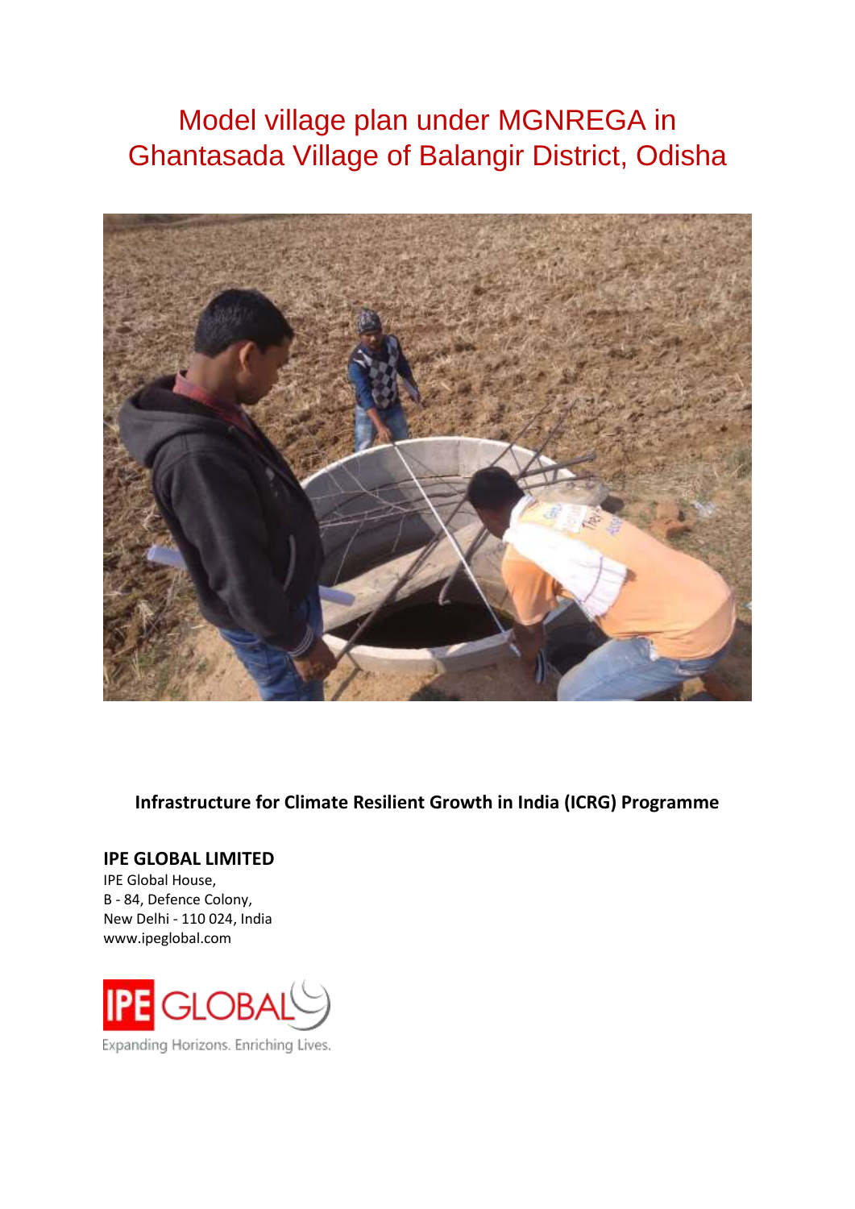# Model village plan under MGNREGA in Ghantasada Village of Balangir District, Odisha

**Infrastructure for Climate Resilient Growth in India (ICRG) Programme**

**IPE GLOBAL LIMITED**

IPE Global House,
B - 84, Defence Colony,
New Delhi - 110 024, India
www.ipeglobal.com

IPE GLOBAL
Expanding Horizons. Enriching Lives.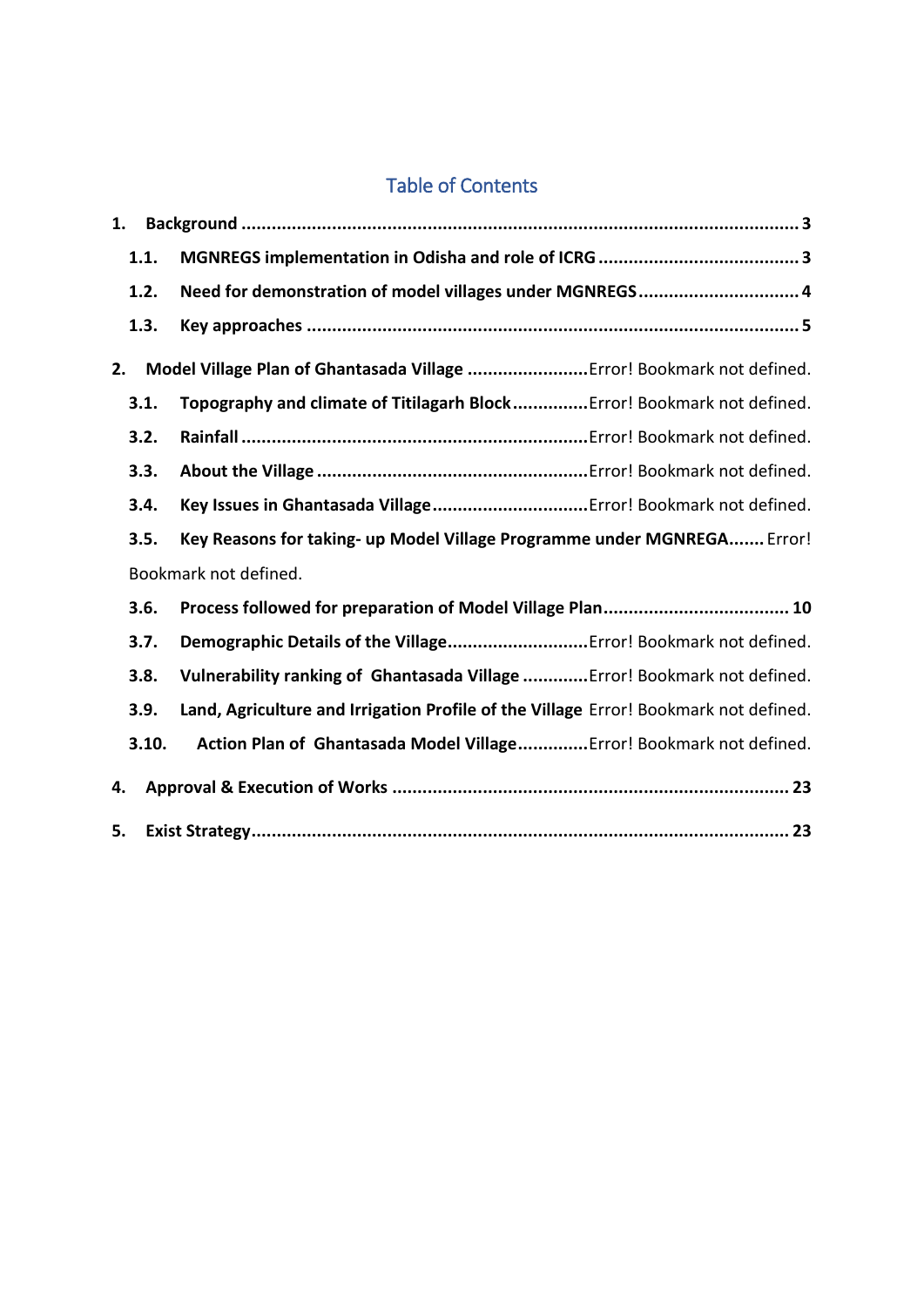## Table of Contents

1. **Background** ............................................................................................................ 3
   - **1.1. MGNREGS implementation in Odisha and role of ICRG** ....................................... 3
   - **1.2. Need for demonstration of model villages under MGNREGS** ............................... 4
   - **1.3. Key approaches** ................................................................................................ 5
2. **Model Village Plan of Ghantasada Village** ........................Error! Bookmark not defined.
   - **3.1. Topography and climate of Titilagarh Block**..............Error! Bookmark not defined.
   - **3.2. Rainfall** ....................................................................Error! Bookmark not defined.
   - **3.3. About the Village** .....................................................Error! Bookmark not defined.
   - **3.4. Key Issues in Ghantasada Village**..............................Error! Bookmark not defined.
   - **3.5. Key Reasons for taking- up Model Village Programme under MGNREGA**....... Error! Bookmark not defined.
   - **3.6. Process followed for preparation of Model Village Plan**.................................... 10
   - **3.7. Demographic Details of the Village**............................Error! Bookmark not defined.
   - **3.8. Vulnerability ranking of Ghantasada Village** ............Error! Bookmark not defined.
   - **3.9. Land, Agriculture and Irrigation Profile of the Village** Error! Bookmark not defined.
   - **3.10. Action Plan of Ghantasada Model Village**.............Error! Bookmark not defined.
4. **Approval & Execution of Works** ............................................................................ 23
5. **Exist Strategy**....................................................................................................... 23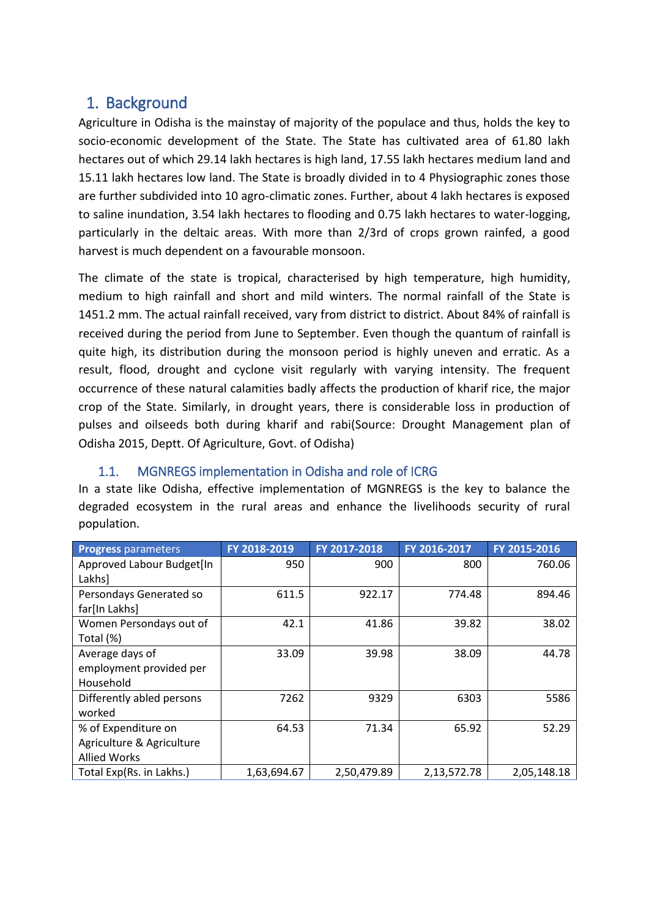# 1. Background

Agriculture in Odisha is the mainstay of majority of the populace and thus, holds the key to socio-economic development of the State. The State has cultivated area of 61.80 lakh hectares out of which 29.14 lakh hectares is high land, 17.55 lakh hectares medium land and 15.11 lakh hectares low land. The State is broadly divided in to 4 Physiographic zones those are further subdivided into 10 agro-climatic zones. Further, about 4 lakh hectares is exposed to saline inundation, 3.54 lakh hectares to flooding and 0.75 lakh hectares to water-logging, particularly in the deltaic areas. With more than 2/3rd of crops grown rainfed, a good harvest is much dependent on a favourable monsoon.

The climate of the state is tropical, characterised by high temperature, high humidity, medium to high rainfall and short and mild winters. The normal rainfall of the State is 1451.2 mm. The actual rainfall received, vary from district to district. About 84% of rainfall is received during the period from June to September. Even though the quantum of rainfall is quite high, its distribution during the monsoon period is highly uneven and erratic. As a result, flood, drought and cyclone visit regularly with varying intensity. The frequent occurrence of these natural calamities badly affects the production of kharif rice, the major crop of the State. Similarly, in drought years, there is considerable loss in production of pulses and oilseeds both during kharif and rabi(Source: Drought Management plan of Odisha 2015, Deptt. Of Agriculture, Govt. of Odisha)

## 1.1. MGNREGS implementation in Odisha and role of ICRG

In a state like Odisha, effective implementation of MGNREGS is the key to balance the degraded ecosystem in the rural areas and enhance the livelihoods security of rural population.

| **Progress** parameters | FY 2018-2019 | FY 2017-2018 | FY 2016-2017 | FY 2015-2016 |
|---|---|---|---|---|
| Approved Labour Budget[In Lakhs] | 950 | 900 | 800 | 760.06 |
| Persondays Generated so far[In Lakhs] | 611.5 | 922.17 | 774.48 | 894.46 |
| Women Persondays out of Total (%) | 42.1 | 41.86 | 39.82 | 38.02 |
| Average days of employment provided per Household | 33.09 | 39.98 | 38.09 | 44.78 |
| Differently abled persons worked | 7262 | 9329 | 6303 | 5586 |
| % of Expenditure on Agriculture & Agriculture Allied Works | 64.53 | 71.34 | 65.92 | 52.29 |
| Total Exp(Rs. in Lakhs.) | 1,63,694.67 | 2,50,479.89 | 2,13,572.78 | 2,05,148.18 |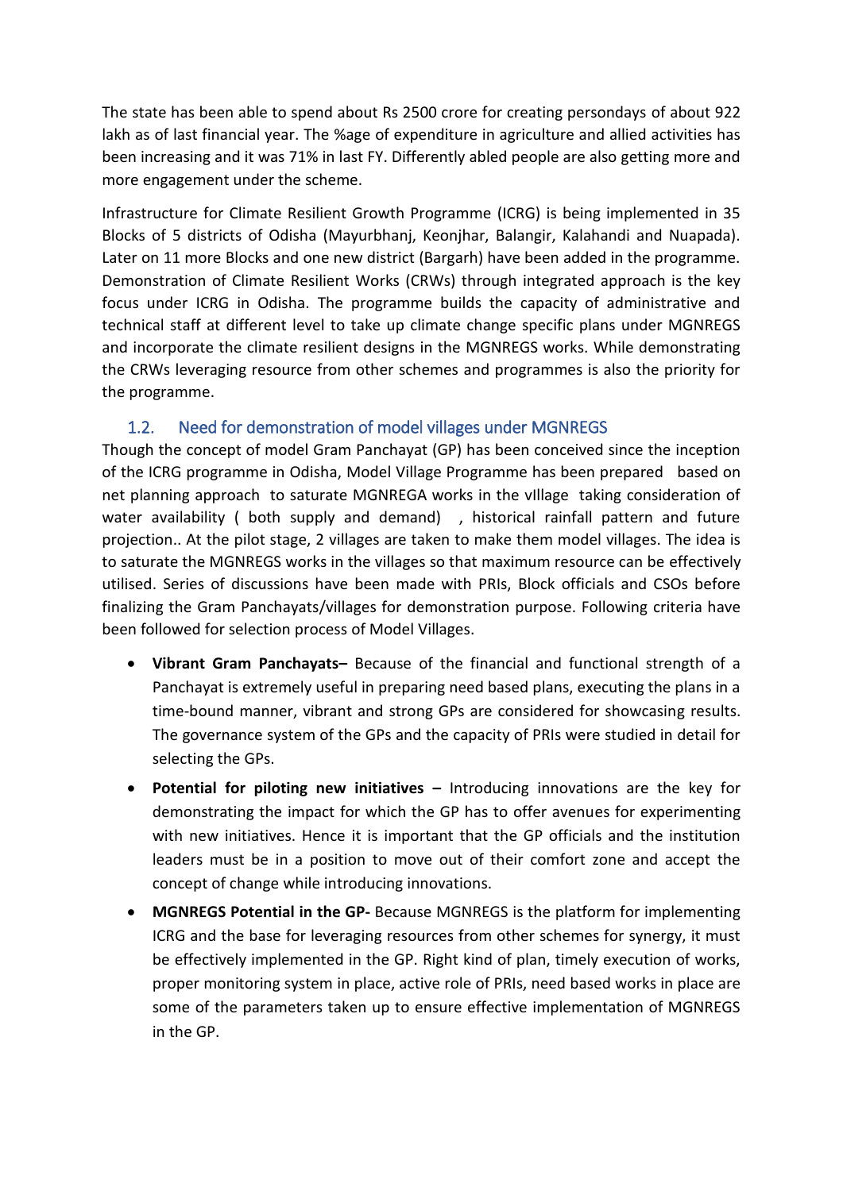The state has been able to spend about Rs 2500 crore for creating persondays of about 922 lakh as of last financial year. The %age of expenditure in agriculture and allied activities has been increasing and it was 71% in last FY. Differently abled people are also getting more and more engagement under the scheme.

Infrastructure for Climate Resilient Growth Programme (ICRG) is being implemented in 35 Blocks of 5 districts of Odisha (Mayurbhanj, Keonjhar, Balangir, Kalahandi and Nuapada). Later on 11 more Blocks and one new district (Bargarh) have been added in the programme. Demonstration of Climate Resilient Works (CRWs) through integrated approach is the key focus under ICRG in Odisha. The programme builds the capacity of administrative and technical staff at different level to take up climate change specific plans under MGNREGS and incorporate the climate resilient designs in the MGNREGS works. While demonstrating the CRWs leveraging resource from other schemes and programmes is also the priority for the programme.

### 1.2. Need for demonstration of model villages under MGNREGS

Though the concept of model Gram Panchayat (GP) has been conceived since the inception of the ICRG programme in Odisha, Model Village Programme has been prepared based on net planning approach to saturate MGNREGA works in the vIllage taking consideration of water availability ( both supply and demand) , historical rainfall pattern and future projection.. At the pilot stage, 2 villages are taken to make them model villages. The idea is to saturate the MGNREGS works in the villages so that maximum resource can be effectively utilised. Series of discussions have been made with PRIs, Block officials and CSOs before finalizing the Gram Panchayats/villages for demonstration purpose. Following criteria have been followed for selection process of Model Villages.

- **Vibrant Gram Panchayats–** Because of the financial and functional strength of a Panchayat is extremely useful in preparing need based plans, executing the plans in a time-bound manner, vibrant and strong GPs are considered for showcasing results. The governance system of the GPs and the capacity of PRIs were studied in detail for selecting the GPs.
- **Potential for piloting new initiatives –** Introducing innovations are the key for demonstrating the impact for which the GP has to offer avenues for experimenting with new initiatives. Hence it is important that the GP officials and the institution leaders must be in a position to move out of their comfort zone and accept the concept of change while introducing innovations.
- **MGNREGS Potential in the GP-** Because MGNREGS is the platform for implementing ICRG and the base for leveraging resources from other schemes for synergy, it must be effectively implemented in the GP. Right kind of plan, timely execution of works, proper monitoring system in place, active role of PRIs, need based works in place are some of the parameters taken up to ensure effective implementation of MGNREGS in the GP.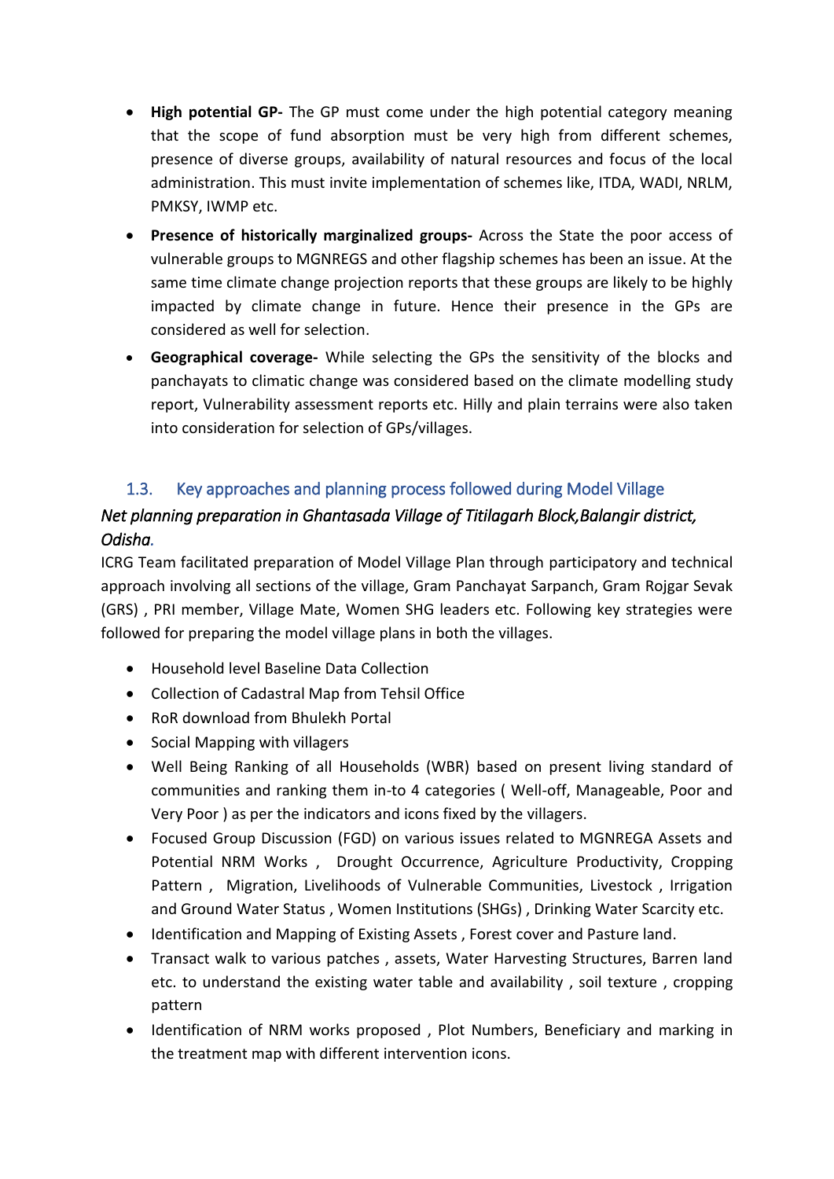- **High potential GP-** The GP must come under the high potential category meaning that the scope of fund absorption must be very high from different schemes, presence of diverse groups, availability of natural resources and focus of the local administration. This must invite implementation of schemes like, ITDA, WADI, NRLM, PMKSY, IWMP etc.
- **Presence of historically marginalized groups-** Across the State the poor access of vulnerable groups to MGNREGS and other flagship schemes has been an issue. At the same time climate change projection reports that these groups are likely to be highly impacted by climate change in future. Hence their presence in the GPs are considered as well for selection.
- **Geographical coverage-** While selecting the GPs the sensitivity of the blocks and panchayats to climatic change was considered based on the climate modelling study report, Vulnerability assessment reports etc. Hilly and plain terrains were also taken into consideration for selection of GPs/villages.

## 1.3. Key approaches and planning process followed during Model Village

*Net planning preparation in Ghantasada Village of Titilagarh Block,Balangir district, Odisha.*

ICRG Team facilitated preparation of Model Village Plan through participatory and technical approach involving all sections of the village, Gram Panchayat Sarpanch, Gram Rojgar Sevak (GRS) , PRI member, Village Mate, Women SHG leaders etc. Following key strategies were followed for preparing the model village plans in both the villages.

- Household level Baseline Data Collection
- Collection of Cadastral Map from Tehsil Office
- RoR download from Bhulekh Portal
- Social Mapping with villagers
- Well Being Ranking of all Households (WBR) based on present living standard of communities and ranking them in-to 4 categories ( Well-off, Manageable, Poor and Very Poor ) as per the indicators and icons fixed by the villagers.
- Focused Group Discussion (FGD) on various issues related to MGNREGA Assets and Potential NRM Works , Drought Occurrence, Agriculture Productivity, Cropping Pattern , Migration, Livelihoods of Vulnerable Communities, Livestock , Irrigation and Ground Water Status , Women Institutions (SHGs) , Drinking Water Scarcity etc.
- Identification and Mapping of Existing Assets , Forest cover and Pasture land.
- Transact walk to various patches , assets, Water Harvesting Structures, Barren land etc. to understand the existing water table and availability , soil texture , cropping pattern
- Identification of NRM works proposed , Plot Numbers, Beneficiary and marking in the treatment map with different intervention icons.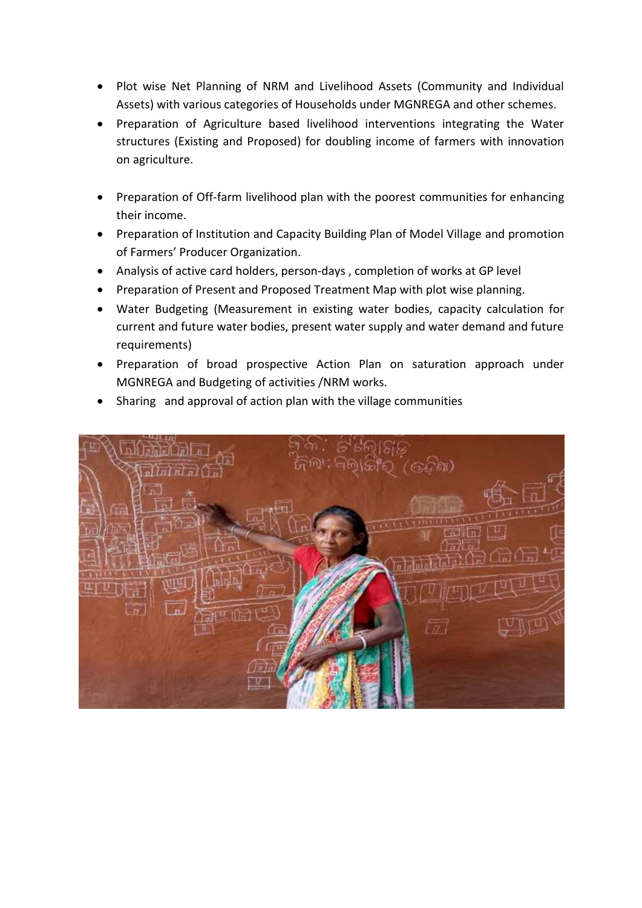- Plot wise Net Planning of NRM and Livelihood Assets (Community and Individual Assets) with various categories of Households under MGNREGA and other schemes.
- Preparation of Agriculture based livelihood interventions integrating the Water structures (Existing and Proposed) for doubling income of farmers with innovation on agriculture.
- Preparation of Off-farm livelihood plan with the poorest communities for enhancing their income.
- Preparation of Institution and Capacity Building Plan of Model Village and promotion of Farmers' Producer Organization.
- Analysis of active card holders, person-days , completion of works at GP level
- Preparation of Present and Proposed Treatment Map with plot wise planning.
- Water Budgeting (Measurement in existing water bodies, capacity calculation for current and future water bodies, present water supply and water demand and future requirements)
- Preparation of broad prospective Action Plan on saturation approach under MGNREGA and Budgeting of activities /NRM works.
- Sharing and approval of action plan with the village communities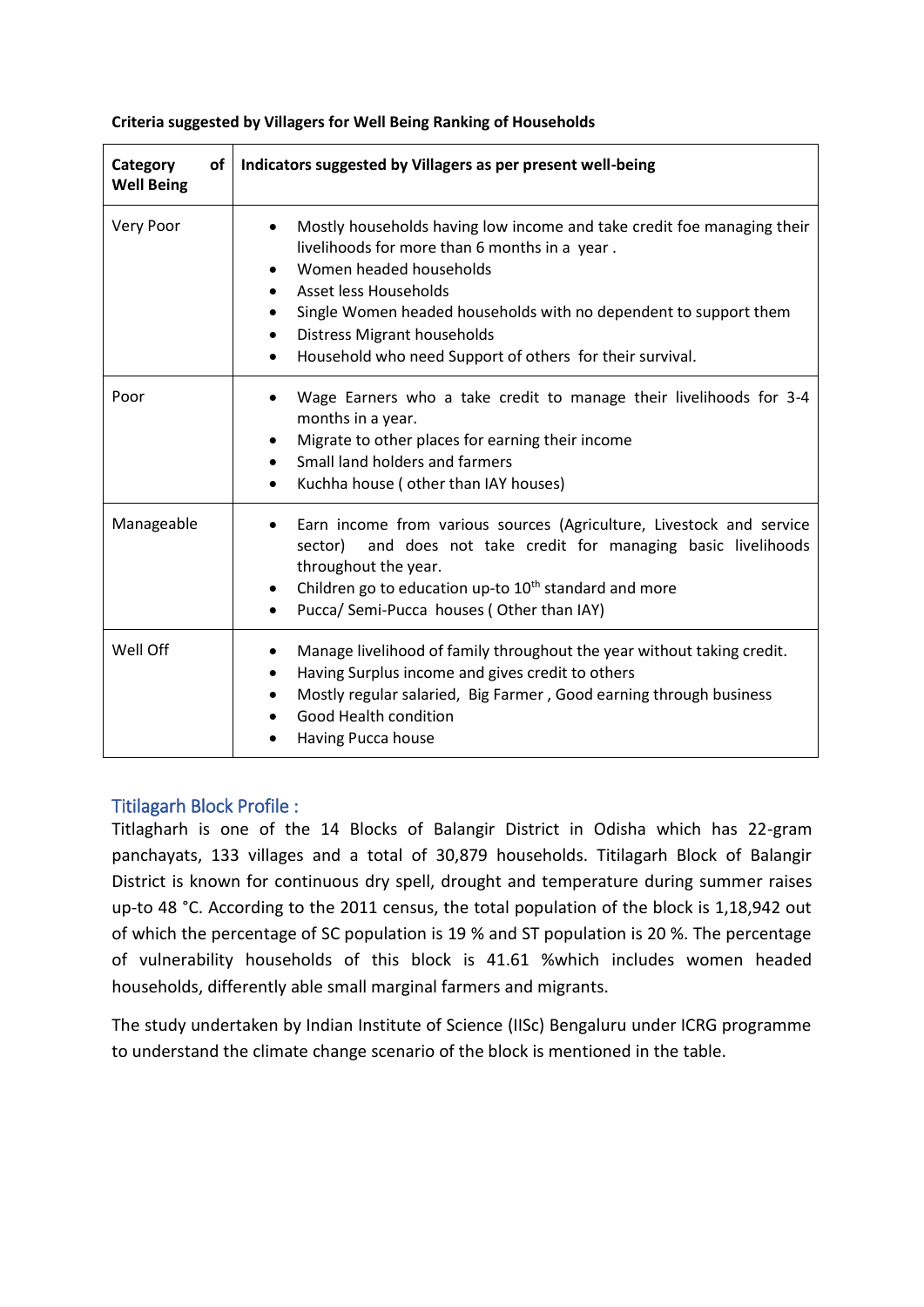**Criteria suggested by Villagers for Well Being Ranking of Households**

| Category of Well Being | Indicators suggested by Villagers as per present well-being |
|---|---|
| Very Poor | • Mostly households having low income and take credit foe managing their livelihoods for more than 6 months in a year .<br>• Women headed households<br>• Asset less Households<br>• Single Women headed households with no dependent to support them<br>• Distress Migrant households<br>• Household who need Support of others for their survival. |
| Poor | • Wage Earners who a take credit to manage their livelihoods for 3-4 months in a year.<br>• Migrate to other places for earning their income<br>• Small land holders and farmers<br>• Kuchha house ( other than IAY houses) |
| Manageable | • Earn income from various sources (Agriculture, Livestock and service sector) and does not take credit for managing basic livelihoods throughout the year.<br>• Children go to education up-to 10th standard and more<br>• Pucca/ Semi-Pucca houses ( Other than IAY) |
| Well Off | • Manage livelihood of family throughout the year without taking credit.<br>• Having Surplus income and gives credit to others<br>• Mostly regular salaried, Big Farmer , Good earning through business<br>• Good Health condition<br>• Having Pucca house |

## Titilagarh Block Profile :

Titlagharh is one of the 14 Blocks of Balangir District in Odisha which has 22-gram panchayats, 133 villages and a total of 30,879 households. Titilagarh Block of Balangir District is known for continuous dry spell, drought and temperature during summer raises up-to 48 °C. According to the 2011 census, the total population of the block is 1,18,942 out of which the percentage of SC population is 19 % and ST population is 20 %. The percentage of vulnerability households of this block is 41.61 %which includes women headed households, differently able small marginal farmers and migrants.

The study undertaken by Indian Institute of Science (IISc) Bengaluru under ICRG programme to understand the climate change scenario of the block is mentioned in the table.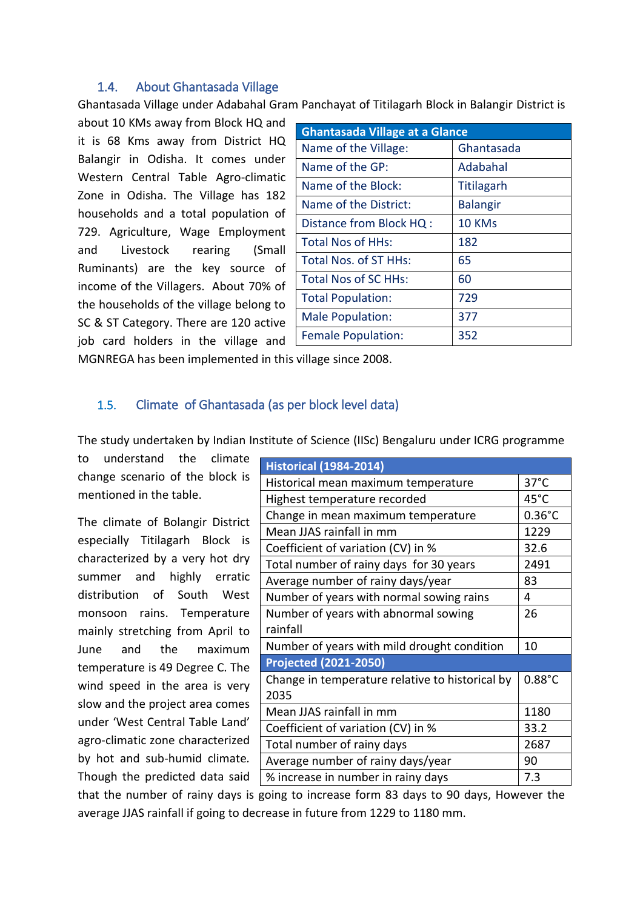### 1.4. About Ghantasada Village

Ghantasada Village under Adabahal Gram Panchayat of Titilagarh Block in Balangir District is about 10 KMs away from Block HQ and it is 68 Kms away from District HQ Balangir in Odisha. It comes under Western Central Table Agro-climatic Zone in Odisha. The Village has 182 households and a total population of 729. Agriculture, Wage Employment and Livestock rearing (Small Ruminants) are the key source of income of the Villagers. About 70% of the households of the village belong to SC & ST Category. There are 120 active job card holders in the village and MGNREGA has been implemented in this village since 2008.

| Ghantasada Village at a Glance | |
|---|---|
| Name of the Village: | Ghantasada |
| Name of the GP: | Adabahal |
| Name of the Block: | Titilagarh |
| Name of the District: | Balangir |
| Distance from Block HQ : | 10 KMs |
| Total Nos of HHs: | 182 |
| Total Nos. of ST HHs: | 65 |
| Total Nos of SC HHs: | 60 |
| Total Population: | 729 |
| Male Population: | 377 |
| Female Population: | 352 |

### 1.5. Climate of Ghantasada (as per block level data)

The study undertaken by Indian Institute of Science (IISc) Bengaluru under ICRG programme to understand the climate change scenario of the block is mentioned in the table.

The climate of Bolangir District especially Titilagarh Block is characterized by a very hot dry summer and highly erratic distribution of South West monsoon rains. Temperature mainly stretching from April to June and the maximum temperature is 49 Degree C. The wind speed in the area is very slow and the project area comes under 'West Central Table Land' agro-climatic zone characterized by hot and sub-humid climate. Though the predicted data said that the number of rainy days is going to increase form 83 days to 90 days, However the average JJAS rainfall if going to decrease in future from 1229 to 1180 mm.

| Historical (1984-2014) | |
|---|---|
| Historical mean maximum temperature | 37°C |
| Highest temperature recorded | 45°C |
| Change in mean maximum temperature | 0.36°C |
| Mean JJAS rainfall in mm | 1229 |
| Coefficient of variation (CV) in % | 32.6 |
| Total number of rainy days for 30 years | 2491 |
| Average number of rainy days/year | 83 |
| Number of years with normal sowing rains | 4 |
| Number of years with abnormal sowing rainfall | 26 |
| Number of years with mild drought condition | 10 |
| **Projected (2021-2050)** | |
| Change in temperature relative to historical by 2035 | 0.88°C |
| Mean JJAS rainfall in mm | 1180 |
| Coefficient of variation (CV) in % | 33.2 |
| Total number of rainy days | 2687 |
| Average number of rainy days/year | 90 |
| % increase in number in rainy days | 7.3 |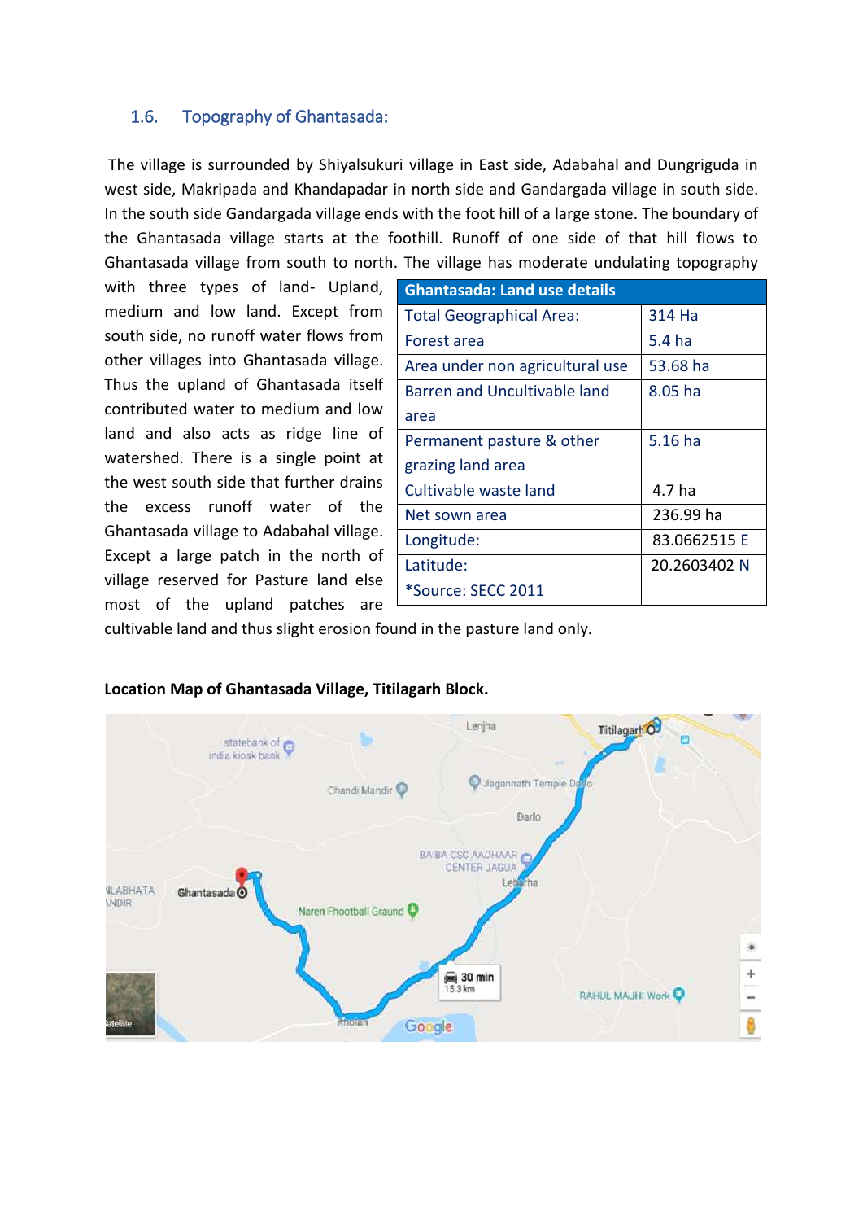## 1.6. Topography of Ghantasada:

The village is surrounded by Shiyalsukuri village in East side, Adabahal and Dungriguda in west side, Makripada and Khandapadar in north side and Gandargada village in south side. In the south side Gandargada village ends with the foot hill of a large stone. The boundary of the Ghantasada village starts at the foothill. Runoff of one side of that hill flows to Ghantasada village from south to north. The village has moderate undulating topography with three types of land- Upland, medium and low land. Except from south side, no runoff water flows from other villages into Ghantasada village. Thus the upland of Ghantasada itself contributed water to medium and low land and also acts as ridge line of watershed. There is a single point at the west south side that further drains the excess runoff water of the Ghantasada village to Adabahal village. Except a large patch in the north of village reserved for Pasture land else most of the upland patches are cultivable land and thus slight erosion found in the pasture land only.

| Ghantasada: Land use details | |
|---|---|
| Total Geographical Area: | 314 Ha |
| Forest area | 5.4 ha |
| Area under non agricultural use | 53.68 ha |
| Barren and Uncultivable land area | 8.05 ha |
| Permanent pasture & other grazing land area | 5.16 ha |
| Cultivable waste land | 4.7 ha |
| Net sown area | 236.99 ha |
| Longitude: | 83.0662515 E |
| Latitude: | 20.2603402 N |
| *Source: SECC 2011 | |

**Location Map of Ghantasada Village, Titilagarh Block.**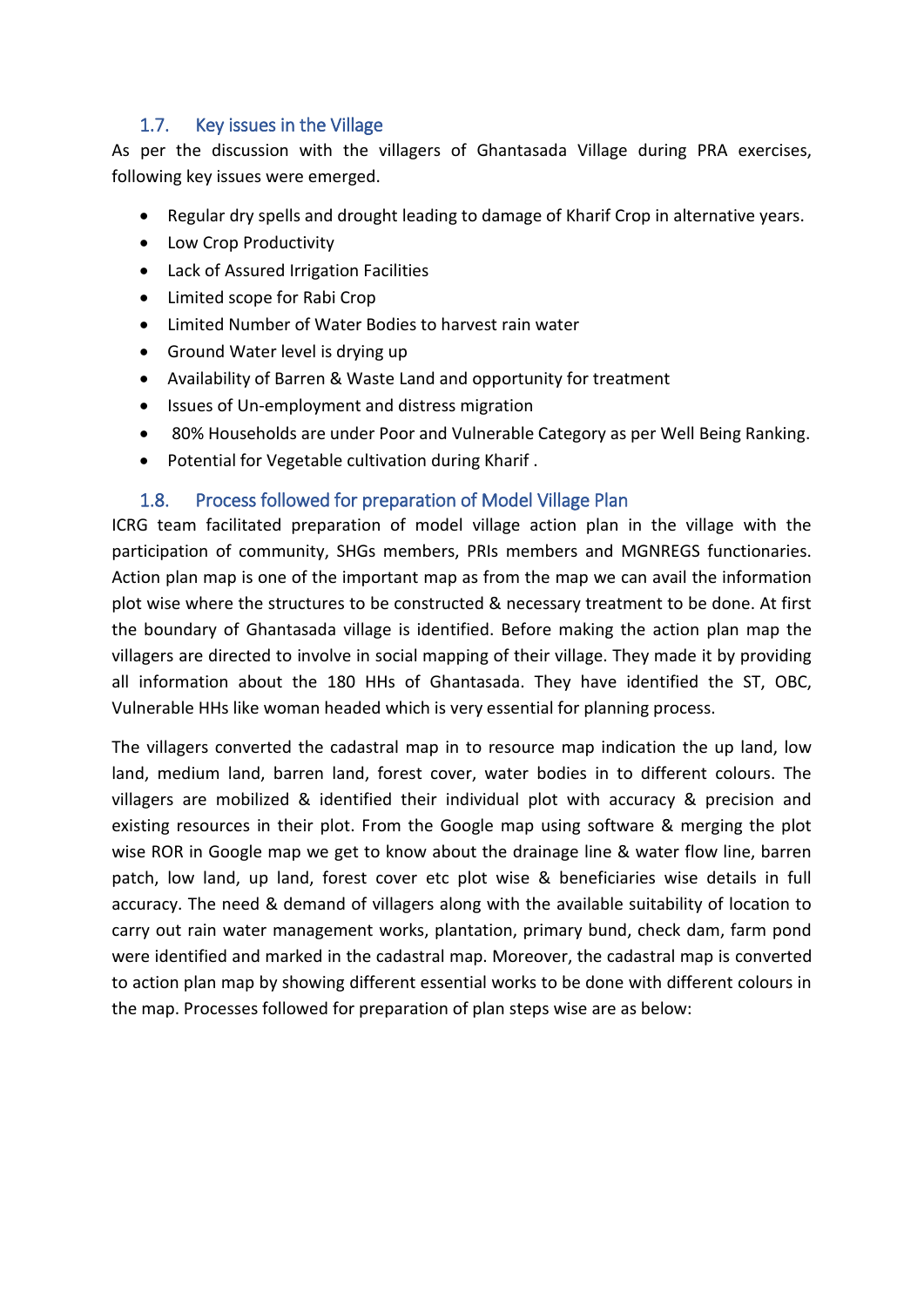### 1.7. Key issues in the Village

As per the discussion with the villagers of Ghantasada Village during PRA exercises, following key issues were emerged.

- Regular dry spells and drought leading to damage of Kharif Crop in alternative years.
- Low Crop Productivity
- Lack of Assured Irrigation Facilities
- Limited scope for Rabi Crop
- Limited Number of Water Bodies to harvest rain water
- Ground Water level is drying up
- Availability of Barren & Waste Land and opportunity for treatment
- Issues of Un-employment and distress migration
- 80% Households are under Poor and Vulnerable Category as per Well Being Ranking.
- Potential for Vegetable cultivation during Kharif .

### 1.8. Process followed for preparation of Model Village Plan

ICRG team facilitated preparation of model village action plan in the village with the participation of community, SHGs members, PRIs members and MGNREGS functionaries. Action plan map is one of the important map as from the map we can avail the information plot wise where the structures to be constructed & necessary treatment to be done. At first the boundary of Ghantasada village is identified. Before making the action plan map the villagers are directed to involve in social mapping of their village. They made it by providing all information about the 180 HHs of Ghantasada. They have identified the ST, OBC, Vulnerable HHs like woman headed which is very essential for planning process.

The villagers converted the cadastral map in to resource map indication the up land, low land, medium land, barren land, forest cover, water bodies in to different colours. The villagers are mobilized & identified their individual plot with accuracy & precision and existing resources in their plot. From the Google map using software & merging the plot wise ROR in Google map we get to know about the drainage line & water flow line, barren patch, low land, up land, forest cover etc plot wise & beneficiaries wise details in full accuracy. The need & demand of villagers along with the available suitability of location to carry out rain water management works, plantation, primary bund, check dam, farm pond were identified and marked in the cadastral map. Moreover, the cadastral map is converted to action plan map by showing different essential works to be done with different colours in the map. Processes followed for preparation of plan steps wise are as below: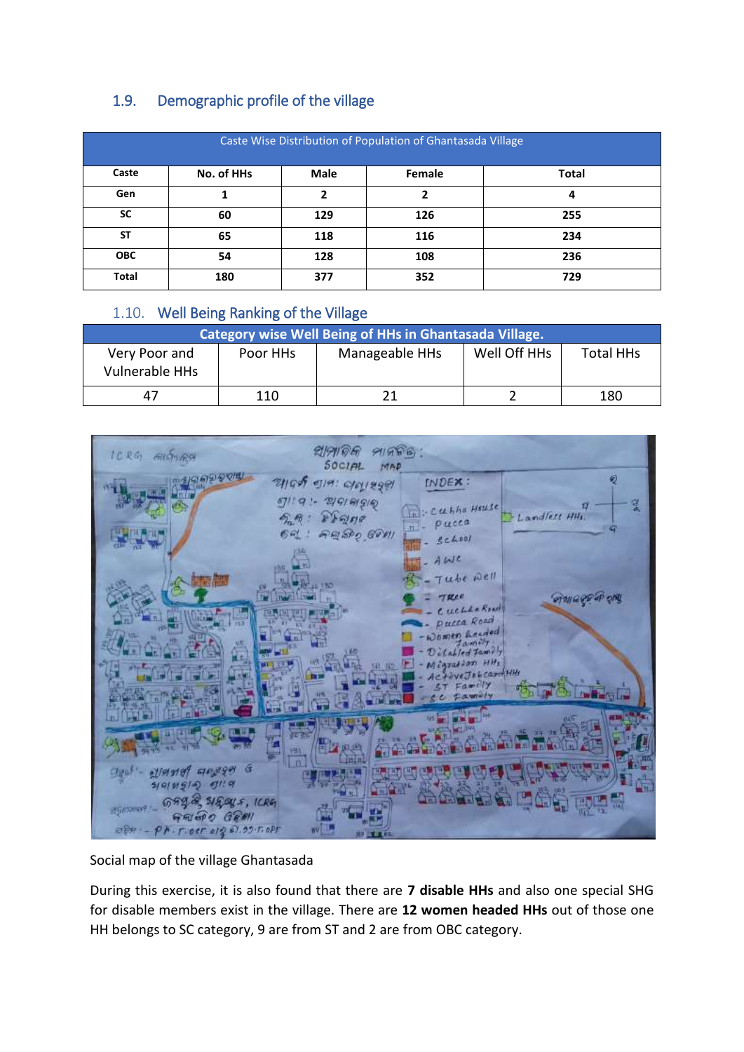## 1.9. Demographic profile of the village

| Caste Wise Distribution of Population of Ghantasada Village | | | | |
|---|---|---|---|---|
| **Caste** | **No. of HHs** | **Male** | **Female** | **Total** |
| **Gen** | **1** | **2** | **2** | **4** |
| **SC** | **60** | **129** | **126** | **255** |
| **ST** | **65** | **118** | **116** | **234** |
| **OBC** | **54** | **128** | **108** | **236** |
| **Total** | **180** | **377** | **352** | **729** |

## 1.10. Well Being Ranking of the Village

| Category wise Well Being of HHs in Ghantasada Village. | | | | |
|---|---|---|---|---|
| Very Poor and Vulnerable HHs | Poor HHs | Manageable HHs | Well Off HHs | Total HHs |
| 47 | 110 | 21 | 2 | 180 |

Social map of the village Ghantasada

During this exercise, it is also found that there are **7 disable HHs** and also one special SHG for disable members exist in the village. There are **12 women headed HHs** out of those one HH belongs to SC category, 9 are from ST and 2 are from OBC category.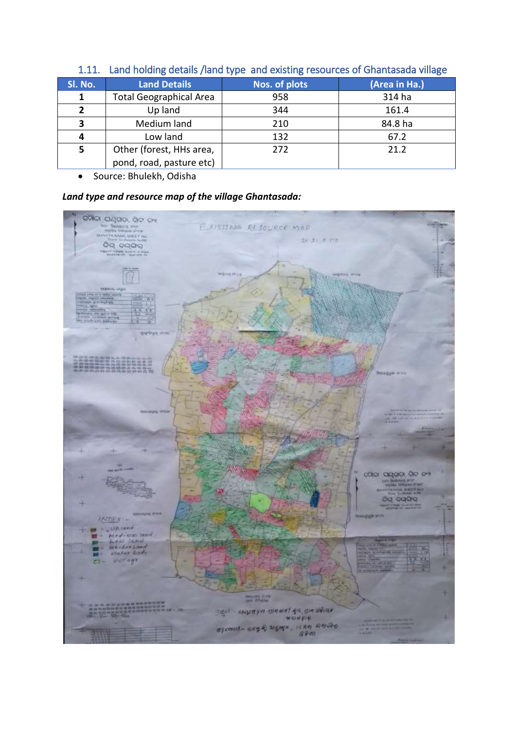## 1.11. Land holding details /land type and existing resources of Ghantasada village

| Sl. No. | Land Details | Nos. of plots | (Area in Ha.) |
|---|---|---|---|
| 1 | Total Geographical Area | 958 | 314 ha |
| 2 | Up land | 344 | 161.4 |
| 3 | Medium land | 210 | 84.8 ha |
| 4 | Low land | 132 | 67.2 |
| 5 | Other (forest, HHs area, pond, road, pasture etc) | 272 | 21.2 |

- Source: Bhulekh, Odisha

***Land type and resource map of the village Ghantasada:***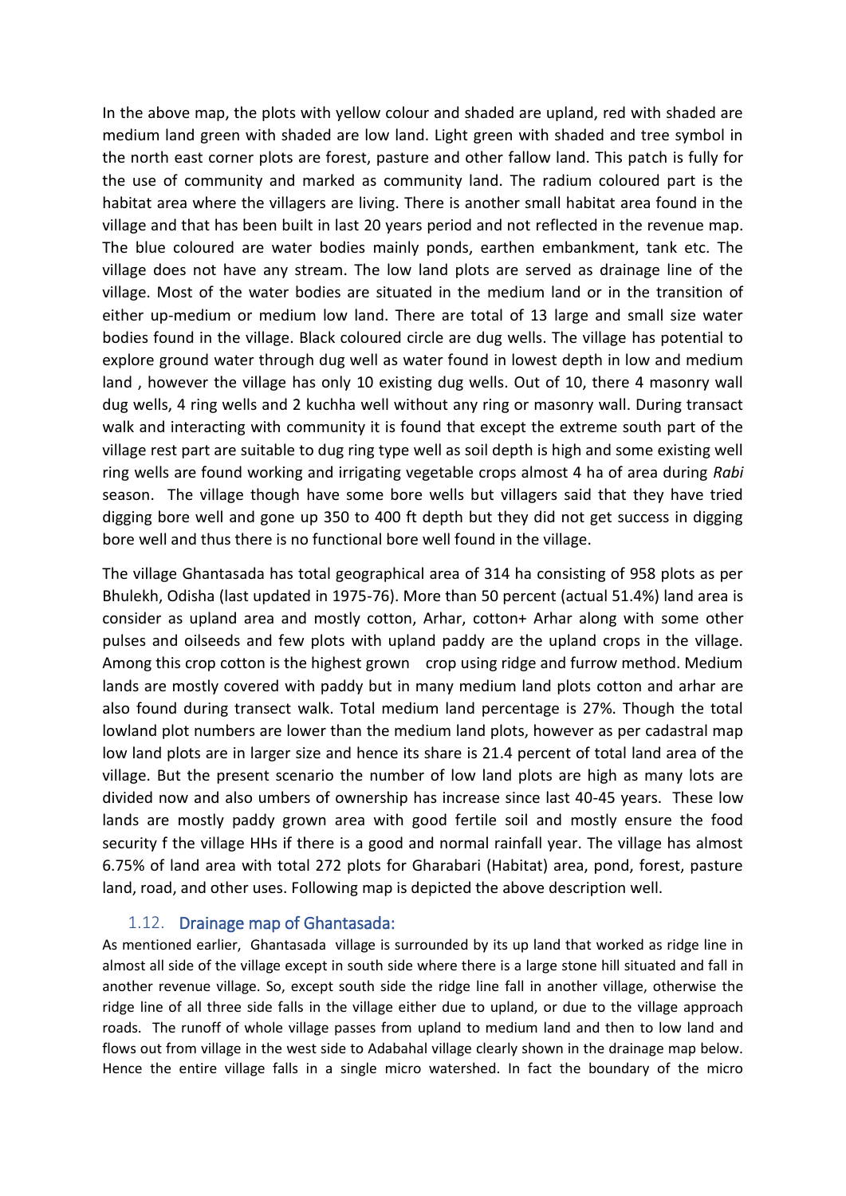In the above map, the plots with yellow colour and shaded are upland, red with shaded are medium land green with shaded are low land. Light green with shaded and tree symbol in the north east corner plots are forest, pasture and other fallow land. This patch is fully for the use of community and marked as community land. The radium coloured part is the habitat area where the villagers are living. There is another small habitat area found in the village and that has been built in last 20 years period and not reflected in the revenue map. The blue coloured are water bodies mainly ponds, earthen embankment, tank etc. The village does not have any stream. The low land plots are served as drainage line of the village. Most of the water bodies are situated in the medium land or in the transition of either up-medium or medium low land. There are total of 13 large and small size water bodies found in the village. Black coloured circle are dug wells. The village has potential to explore ground water through dug well as water found in lowest depth in low and medium land , however the village has only 10 existing dug wells. Out of 10, there 4 masonry wall dug wells, 4 ring wells and 2 kuchha well without any ring or masonry wall. During transact walk and interacting with community it is found that except the extreme south part of the village rest part are suitable to dug ring type well as soil depth is high and some existing well ring wells are found working and irrigating vegetable crops almost 4 ha of area during *Rabi* season. The village though have some bore wells but villagers said that they have tried digging bore well and gone up 350 to 400 ft depth but they did not get success in digging bore well and thus there is no functional bore well found in the village.

The village Ghantasada has total geographical area of 314 ha consisting of 958 plots as per Bhulekh, Odisha (last updated in 1975-76). More than 50 percent (actual 51.4%) land area is consider as upland area and mostly cotton, Arhar, cotton+ Arhar along with some other pulses and oilseeds and few plots with upland paddy are the upland crops in the village. Among this crop cotton is the highest grown crop using ridge and furrow method. Medium lands are mostly covered with paddy but in many medium land plots cotton and arhar are also found during transect walk. Total medium land percentage is 27%. Though the total lowland plot numbers are lower than the medium land plots, however as per cadastral map low land plots are in larger size and hence its share is 21.4 percent of total land area of the village. But the present scenario the number of low land plots are high as many lots are divided now and also umbers of ownership has increase since last 40-45 years. These low lands are mostly paddy grown area with good fertile soil and mostly ensure the food security f the village HHs if there is a good and normal rainfall year. The village has almost 6.75% of land area with total 272 plots for Gharabari (Habitat) area, pond, forest, pasture land, road, and other uses. Following map is depicted the above description well.

## 1.12. Drainage map of Ghantasada:

As mentioned earlier, Ghantasada village is surrounded by its up land that worked as ridge line in almost all side of the village except in south side where there is a large stone hill situated and fall in another revenue village. So, except south side the ridge line fall in another village, otherwise the ridge line of all three side falls in the village either due to upland, or due to the village approach roads. The runoff of whole village passes from upland to medium land and then to low land and flows out from village in the west side to Adabahal village clearly shown in the drainage map below. Hence the entire village falls in a single micro watershed. In fact the boundary of the micro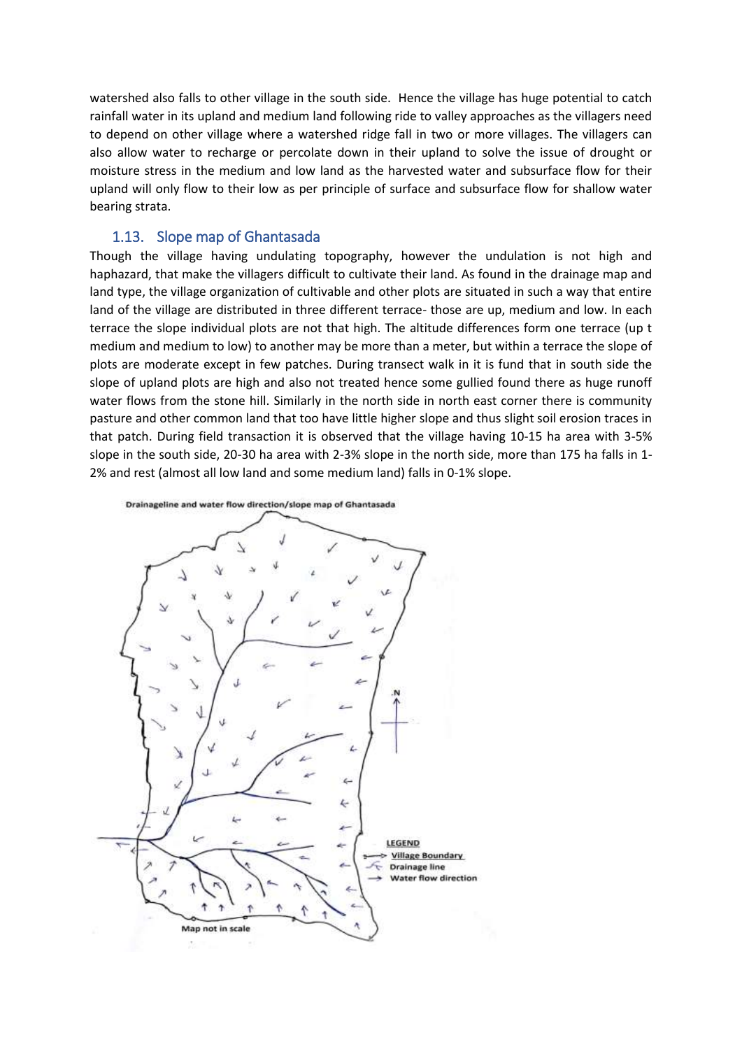watershed also falls to other village in the south side. Hence the village has huge potential to catch rainfall water in its upland and medium land following ride to valley approaches as the villagers need to depend on other village where a watershed ridge fall in two or more villages. The villagers can also allow water to recharge or percolate down in their upland to solve the issue of drought or moisture stress in the medium and low land as the harvested water and subsurface flow for their upland will only flow to their low as per principle of surface and subsurface flow for shallow water bearing strata.

### 1.13. Slope map of Ghantasada

Though the village having undulating topography, however the undulation is not high and haphazard, that make the villagers difficult to cultivate their land. As found in the drainage map and land type, the village organization of cultivable and other plots are situated in such a way that entire land of the village are distributed in three different terrace- those are up, medium and low. In each terrace the slope individual plots are not that high. The altitude differences form one terrace (up t medium and medium to low) to another may be more than a meter, but within a terrace the slope of plots are moderate except in few patches. During transect walk in it is fund that in south side the slope of upland plots are high and also not treated hence some gullied found there as huge runoff water flows from the stone hill. Similarly in the north side in north east corner there is community pasture and other common land that too have little higher slope and thus slight soil erosion traces in that patch. During field transaction it is observed that the village having 10-15 ha area with 3-5% slope in the south side, 20-30 ha area with 2-3% slope in the north side, more than 175 ha falls in 1-2% and rest (almost all low land and some medium land) falls in 0-1% slope.

Drainageline and water flow direction/slope map of Ghantasada

LEGEND
- Village Boundary
- Drainage line
- Water flow direction

Map not in scale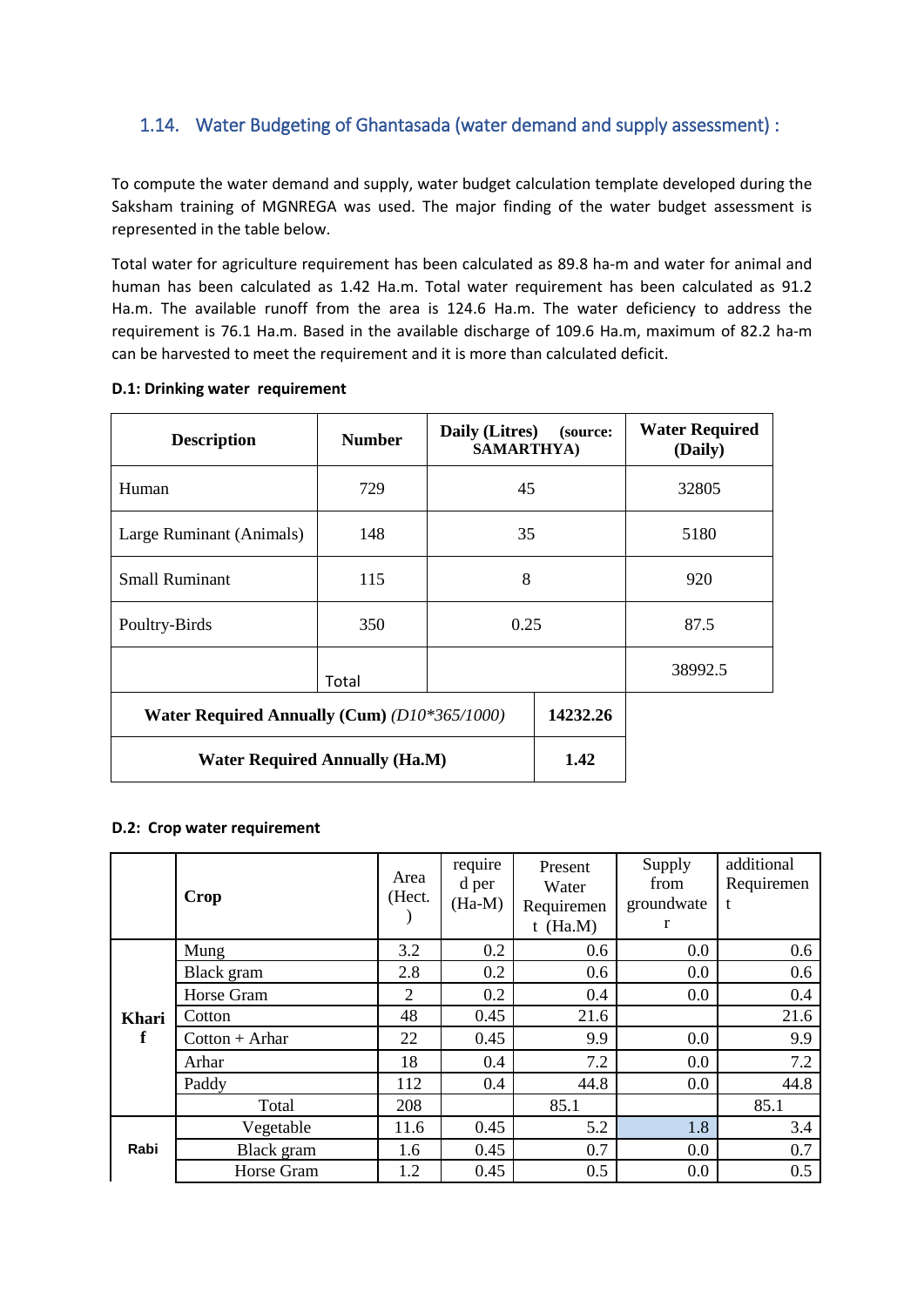## 1.14. Water Budgeting of Ghantasada (water demand and supply assessment) :

To compute the water demand and supply, water budget calculation template developed during the Saksham training of MGNREGA was used. The major finding of the water budget assessment is represented in the table below.

Total water for agriculture requirement has been calculated as 89.8 ha-m and water for animal and human has been calculated as 1.42 Ha.m. Total water requirement has been calculated as 91.2 Ha.m. The available runoff from the area is 124.6 Ha.m. The water deficiency to address the requirement is 76.1 Ha.m. Based in the available discharge of 109.6 Ha.m, maximum of 82.2 ha-m can be harvested to meet the requirement and it is more than calculated deficit.

**D.1: Drinking water requirement**

| Description | Number | Daily (Litres) (source: SAMARTHYA) | Water Required (Daily) |
|---|---|---|---|
| Human | 729 | 45 | 32805 |
| Large Ruminant (Animals) | 148 | 35 | 5180 |
| Small Ruminant | 115 | 8 | 920 |
| Poultry-Birds | 350 | 0.25 | 87.5 |
| | Total | | 38992.5 |
| **Water Required Annually (Cum)** *(D10*365/1000)* | | **14232.26** | |
| **Water Required Annually (Ha.M)** | | **1.42** | |

**D.2: Crop water requirement**

| | Crop | Area (Hect.) | required per (Ha-M) | Present Water Requirement (Ha.M) | Supply from groundwater | additional Requirement |
|---|---|---|---|---|---|---|
| Kharif | Mung | 3.2 | 0.2 | 0.6 | 0.0 | 0.6 |
| | Black gram | 2.8 | 0.2 | 0.6 | 0.0 | 0.6 |
| | Horse Gram | 2 | 0.2 | 0.4 | 0.0 | 0.4 |
| | Cotton | 48 | 0.45 | 21.6 | | 21.6 |
| | Cotton + Arhar | 22 | 0.45 | 9.9 | 0.0 | 9.9 |
| | Arhar | 18 | 0.4 | 7.2 | 0.0 | 7.2 |
| | Paddy | 112 | 0.4 | 44.8 | 0.0 | 44.8 |
| | Total | 208 | | 85.1 | | 85.1 |
| Rabi | Vegetable | 11.6 | 0.45 | 5.2 | 1.8 | 3.4 |
| | Black gram | 1.6 | 0.45 | 0.7 | 0.0 | 0.7 |
| | Horse Gram | 1.2 | 0.45 | 0.5 | 0.0 | 0.5 |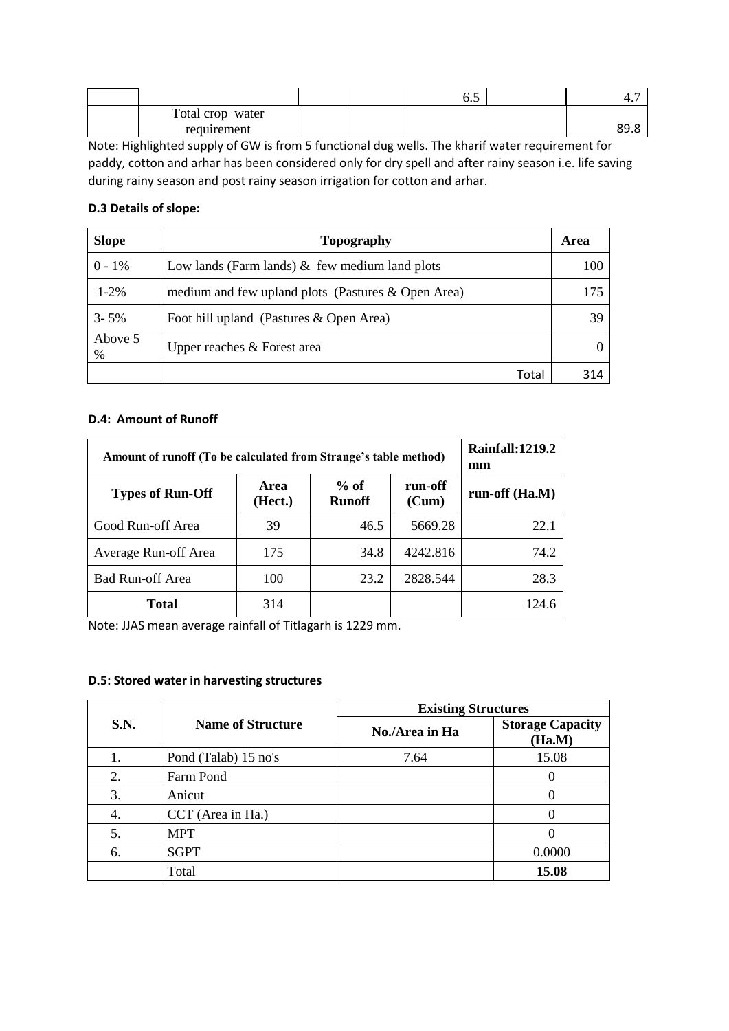|  |  |  |  | 6.5 |  | 4.7 |
|---|---|---|---|---|---|---|
|  | Total crop water requirement |  |  |  |  | 89.8 |

Note: Highlighted supply of GW is from 5 functional dug wells. The kharif water requirement for paddy, cotton and arhar has been considered only for dry spell and after rainy season i.e. life saving during rainy season and post rainy season irrigation for cotton and arhar.

**D.3 Details of slope:**

| Slope | Topography | Area |
|---|---|---|
| 0 - 1% | Low lands (Farm lands) & few medium land plots | 100 |
| 1-2% | medium and few upland plots (Pastures & Open Area) | 175 |
| 3- 5% | Foot hill upland (Pastures & Open Area) | 39 |
| Above 5 % | Upper reaches & Forest area | 0 |
|  | Total | 314 |

**D.4: Amount of Runoff**

| Amount of runoff (To be calculated from Strange's table method) | | | | Rainfall:1219.2 mm |
|---|---|---|---|---|
| **Types of Run-Off** | **Area (Hect.)** | **% of Runoff** | **run-off (Cum)** | **run-off (Ha.M)** |
| Good Run-off Area | 39 | 46.5 | 5669.28 | 22.1 |
| Average Run-off Area | 175 | 34.8 | 4242.816 | 74.2 |
| Bad Run-off Area | 100 | 23.2 | 2828.544 | 28.3 |
| **Total** | 314 |  |  | 124.6 |

Note: JJAS mean average rainfall of Titlagarh is 1229 mm.

**D.5: Stored water in harvesting structures**

| S.N. | Name of Structure | Existing Structures | |
|---|---|---|---|
|  |  | No./Area in Ha | Storage Capacity (Ha.M) |
| 1. | Pond (Talab) 15 no's | 7.64 | 15.08 |
| 2. | Farm Pond |  | 0 |
| 3. | Anicut |  | 0 |
| 4. | CCT (Area in Ha.) |  | 0 |
| 5. | MPT |  | 0 |
| 6. | SGPT |  | 0.0000 |
|  | Total |  | **15.08** |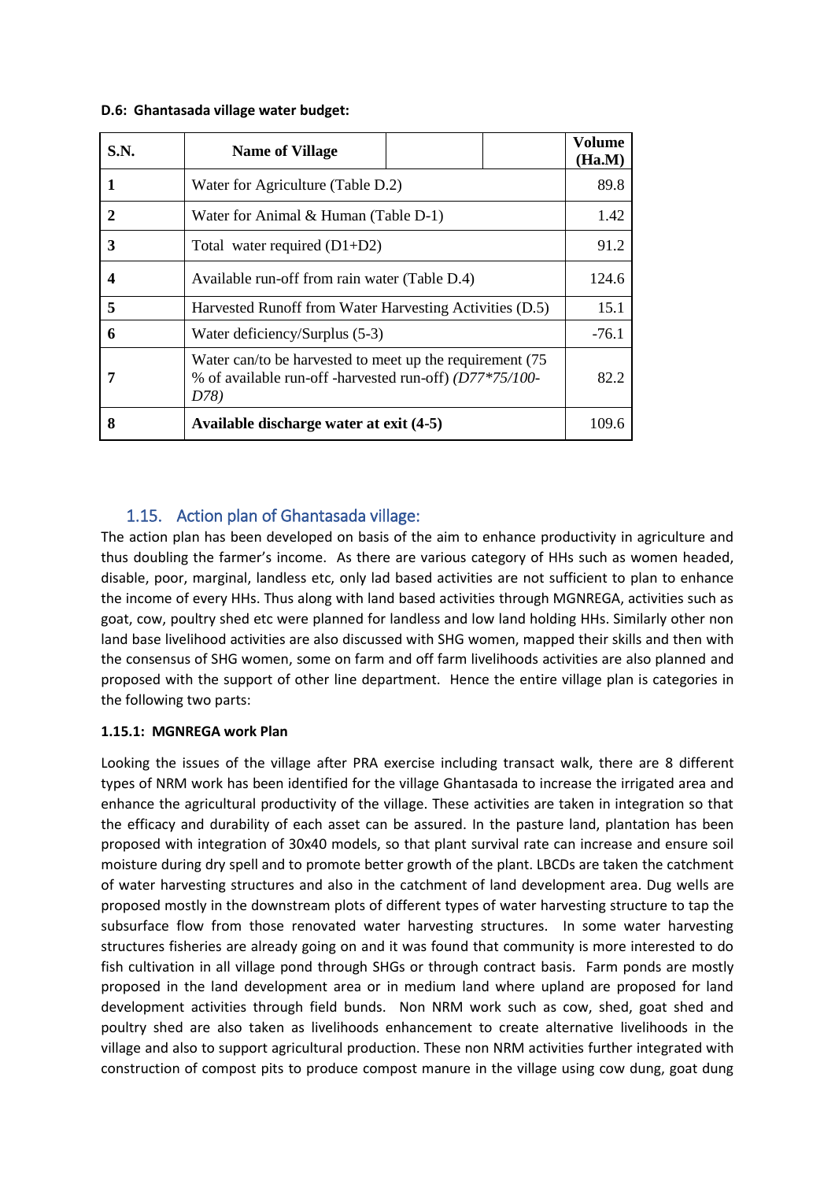**D.6: Ghantasada village water budget:**

| S.N. | Name of Village | | | Volume (Ha.M) |
|---|---|---|---|---|
| **1** | Water for Agriculture (Table D.2) | | | 89.8 |
| **2** | Water for Animal & Human (Table D-1) | | | 1.42 |
| **3** | Total water required (D1+D2) | | | 91.2 |
| **4** | Available run-off from rain water (Table D.4) | | | 124.6 |
| **5** | Harvested Runoff from Water Harvesting Activities (D.5) | | | 15.1 |
| **6** | Water deficiency/Surplus (5-3) | | | -76.1 |
| **7** | Water can/to be harvested to meet up the requirement (75 % of available run-off -harvested run-off) *(D77*75/100-D78)* | | | 82.2 |
| **8** | **Available discharge water at exit (4-5)** | | | 109.6 |

## 1.15. Action plan of Ghantasada village:

The action plan has been developed on basis of the aim to enhance productivity in agriculture and thus doubling the farmer's income. As there are various category of HHs such as women headed, disable, poor, marginal, landless etc, only lad based activities are not sufficient to plan to enhance the income of every HHs. Thus along with land based activities through MGNREGA, activities such as goat, cow, poultry shed etc were planned for landless and low land holding HHs. Similarly other non land base livelihood activities are also discussed with SHG women, mapped their skills and then with the consensus of SHG women, some on farm and off farm livelihoods activities are also planned and proposed with the support of other line department. Hence the entire village plan is categories in the following two parts:

### 1.15.1: MGNREGA work Plan

Looking the issues of the village after PRA exercise including transact walk, there are 8 different types of NRM work has been identified for the village Ghantasada to increase the irrigated area and enhance the agricultural productivity of the village. These activities are taken in integration so that the efficacy and durability of each asset can be assured. In the pasture land, plantation has been proposed with integration of 30x40 models, so that plant survival rate can increase and ensure soil moisture during dry spell and to promote better growth of the plant. LBCDs are taken the catchment of water harvesting structures and also in the catchment of land development area. Dug wells are proposed mostly in the downstream plots of different types of water harvesting structure to tap the subsurface flow from those renovated water harvesting structures. In some water harvesting structures fisheries are already going on and it was found that community is more interested to do fish cultivation in all village pond through SHGs or through contract basis. Farm ponds are mostly proposed in the land development area or in medium land where upland are proposed for land development activities through field bunds. Non NRM work such as cow, shed, goat shed and poultry shed are also taken as livelihoods enhancement to create alternative livelihoods in the village and also to support agricultural production. These non NRM activities further integrated with construction of compost pits to produce compost manure in the village using cow dung, goat dung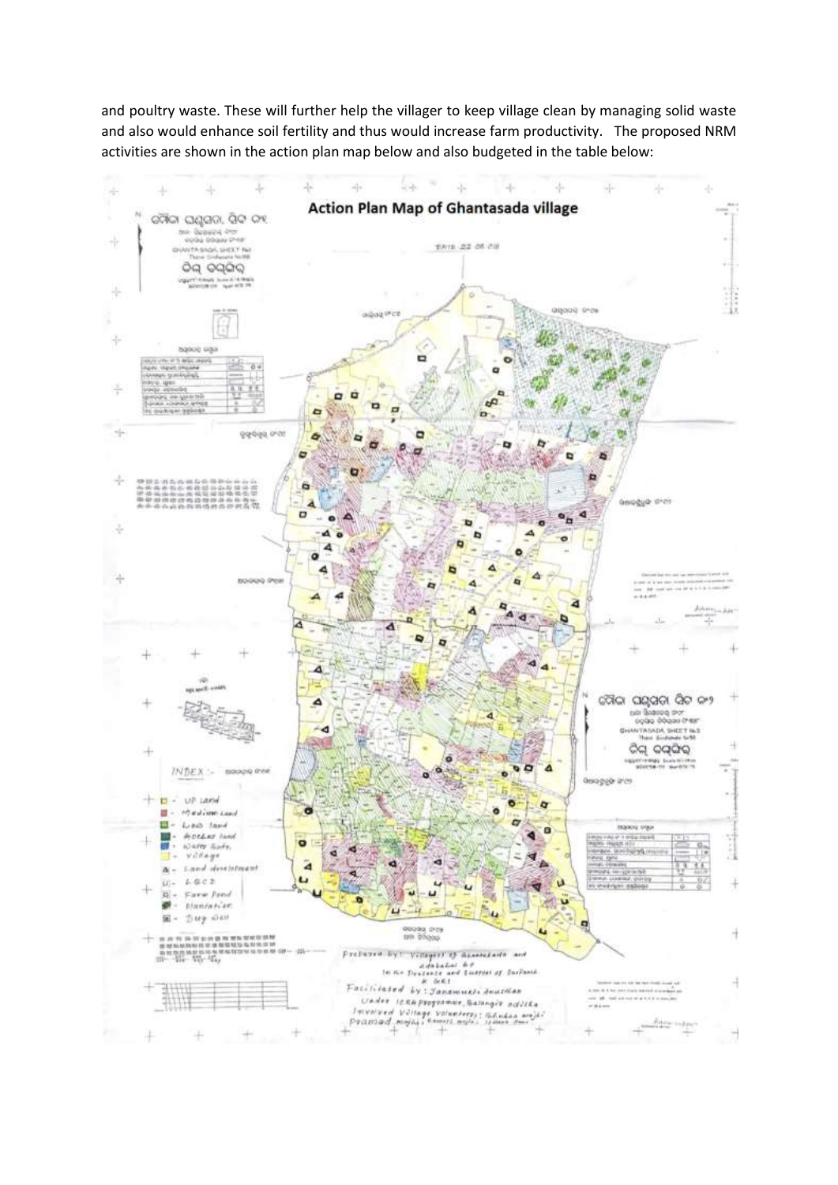and poultry waste. These will further help the villager to keep village clean by managing solid waste and also would enhance soil fertility and thus would increase farm productivity. The proposed NRM activities are shown in the action plan map below and also budgeted in the table below:

**Action Plan Map of Ghantasada village**

INDEX :-

- Up Land
- Medium Land
- Low land
- Forest land
- Water Body
- Village
- Land development
- LGCB
- Farm Pond
- Plantation
- Dug well

Prepared by: Villagers of Ghantasada and Adabahal GP in the presence and support of Sarpanch

Facilitated by: Janamukti Anusthan

Under IERA programme, Balangir odisha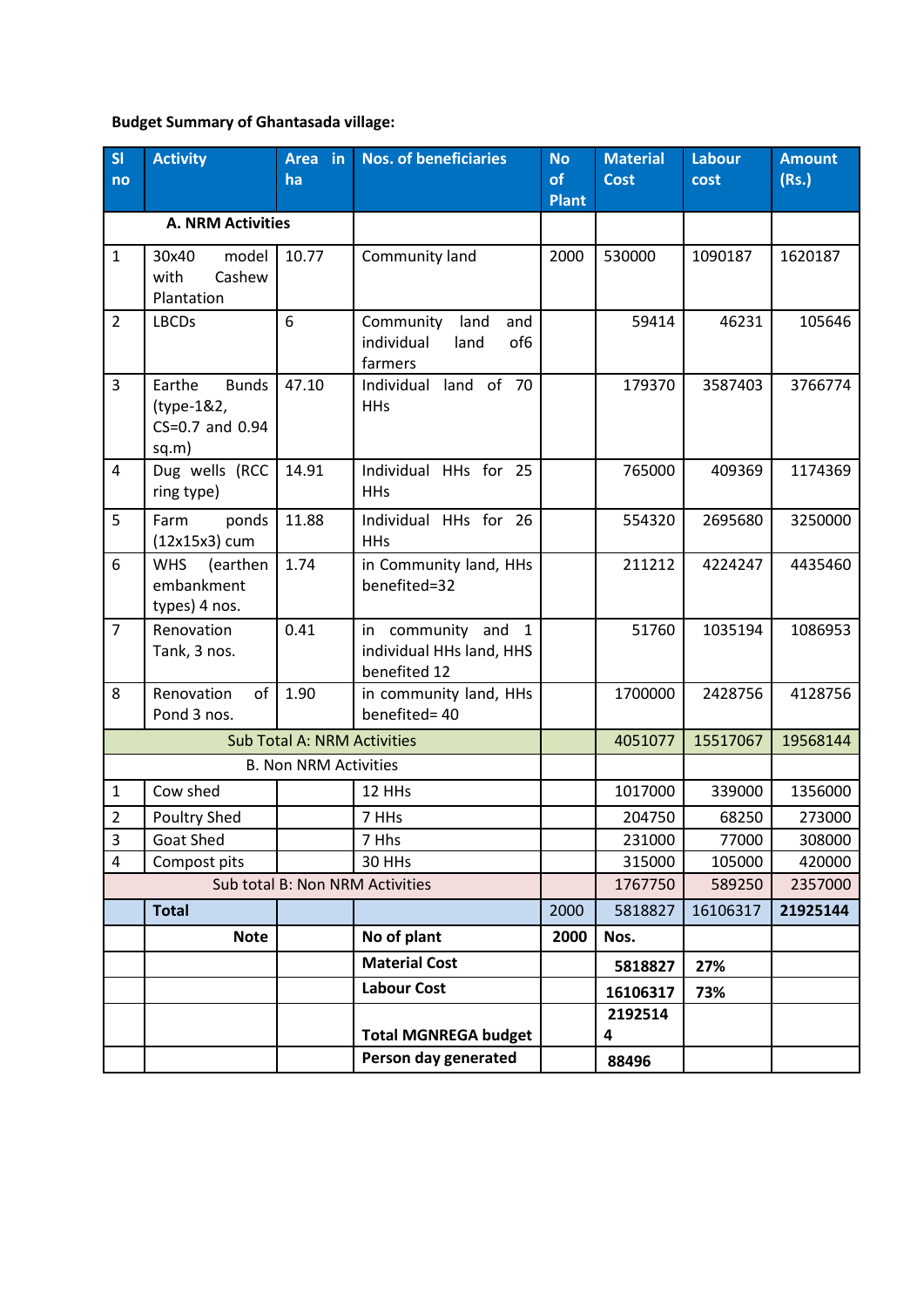**Budget Summary of Ghantasada village:**

| Sl no | Activity | Area in ha | Nos. of beneficiaries | No of Plant | Material Cost | Labour cost | Amount (Rs.) |
|---|---|---|---|---|---|---|---|
| | **A. NRM Activities** | | | | | | |
| 1 | 30x40 model with Cashew Plantation | 10.77 | Community land | 2000 | 530000 | 1090187 | 1620187 |
| 2 | LBCDs | 6 | Community land and individual land of6 farmers | | 59414 | 46231 | 105646 |
| 3 | Earthe Bunds (type-1&2, CS=0.7 and 0.94 sq.m) | 47.10 | Individual land of 70 HHs | | 179370 | 3587403 | 3766774 |
| 4 | Dug wells (RCC ring type) | 14.91 | Individual HHs for 25 HHs | | 765000 | 409369 | 1174369 |
| 5 | Farm ponds (12x15x3) cum | 11.88 | Individual HHs for 26 HHs | | 554320 | 2695680 | 3250000 |
| 6 | WHS (earthen embankment types) 4 nos. | 1.74 | in Community land, HHs benefited=32 | | 211212 | 4224247 | 4435460 |
| 7 | Renovation Tank, 3 nos. | 0.41 | in community and 1 individual HHs land, HHS benefited 12 | | 51760 | 1035194 | 1086953 |
| 8 | Renovation of Pond 3 nos. | 1.90 | in community land, HHs benefited= 40 | | 1700000 | 2428756 | 4128756 |
| | Sub Total A: NRM Activities | | | | 4051077 | 15517067 | 19568144 |
| | B. Non NRM Activities | | | | | | |
| 1 | Cow shed | | 12 HHs | | 1017000 | 339000 | 1356000 |
| 2 | Poultry Shed | | 7 HHs | | 204750 | 68250 | 273000 |
| 3 | Goat Shed | | 7 Hhs | | 231000 | 77000 | 308000 |
| 4 | Compost pits | | 30 HHs | | 315000 | 105000 | 420000 |
| | Sub total B: Non NRM Activities | | | | 1767750 | 589250 | 2357000 |
| | **Total** | | | 2000 | 5818827 | 16106317 | **21925144** |
| | **Note** | | **No of plant** | **2000** | **Nos.** | | |
| | | | **Material Cost** | | **5818827** | **27%** | |
| | | | **Labour Cost** | | **16106317** | **73%** | |
| | | | **Total MGNREGA budget** | | **21925144** | | |
| | | | **Person day generated** | | **88496** | | |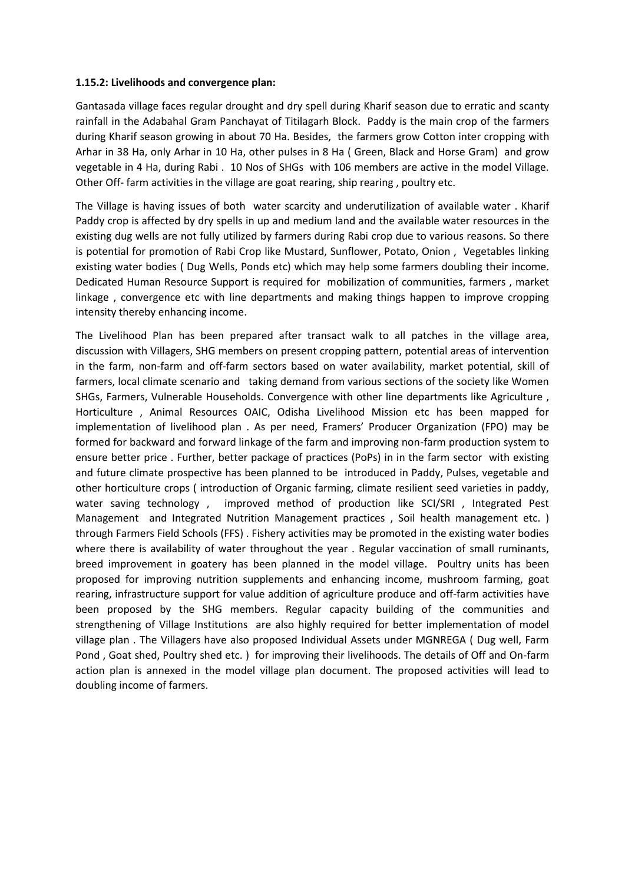**1.15.2: Livelihoods and convergence plan:**

Gantasada village faces regular drought and dry spell during Kharif season due to erratic and scanty rainfall in the Adabahal Gram Panchayat of Titilagarh Block. Paddy is the main crop of the farmers during Kharif season growing in about 70 Ha. Besides, the farmers grow Cotton inter cropping with Arhar in 38 Ha, only Arhar in 10 Ha, other pulses in 8 Ha ( Green, Black and Horse Gram) and grow vegetable in 4 Ha, during Rabi . 10 Nos of SHGs with 106 members are active in the model Village. Other Off- farm activities in the village are goat rearing, ship rearing , poultry etc.

The Village is having issues of both water scarcity and underutilization of available water . Kharif Paddy crop is affected by dry spells in up and medium land and the available water resources in the existing dug wells are not fully utilized by farmers during Rabi crop due to various reasons. So there is potential for promotion of Rabi Crop like Mustard, Sunflower, Potato, Onion , Vegetables linking existing water bodies ( Dug Wells, Ponds etc) which may help some farmers doubling their income. Dedicated Human Resource Support is required for mobilization of communities, farmers , market linkage , convergence etc with line departments and making things happen to improve cropping intensity thereby enhancing income.

The Livelihood Plan has been prepared after transact walk to all patches in the village area, discussion with Villagers, SHG members on present cropping pattern, potential areas of intervention in the farm, non-farm and off-farm sectors based on water availability, market potential, skill of farmers, local climate scenario and taking demand from various sections of the society like Women SHGs, Farmers, Vulnerable Households. Convergence with other line departments like Agriculture , Horticulture , Animal Resources OAIC, Odisha Livelihood Mission etc has been mapped for implementation of livelihood plan . As per need, Framers' Producer Organization (FPO) may be formed for backward and forward linkage of the farm and improving non-farm production system to ensure better price . Further, better package of practices (PoPs) in in the farm sector with existing and future climate prospective has been planned to be introduced in Paddy, Pulses, vegetable and other horticulture crops ( introduction of Organic farming, climate resilient seed varieties in paddy, water saving technology , improved method of production like SCI/SRI , Integrated Pest Management and Integrated Nutrition Management practices , Soil health management etc. ) through Farmers Field Schools (FFS) . Fishery activities may be promoted in the existing water bodies where there is availability of water throughout the year . Regular vaccination of small ruminants, breed improvement in goatery has been planned in the model village. Poultry units has been proposed for improving nutrition supplements and enhancing income, mushroom farming, goat rearing, infrastructure support for value addition of agriculture produce and off-farm activities have been proposed by the SHG members. Regular capacity building of the communities and strengthening of Village Institutions are also highly required for better implementation of model village plan . The Villagers have also proposed Individual Assets under MGNREGA ( Dug well, Farm Pond , Goat shed, Poultry shed etc. ) for improving their livelihoods. The details of Off and On-farm action plan is annexed in the model village plan document. The proposed activities will lead to doubling income of farmers.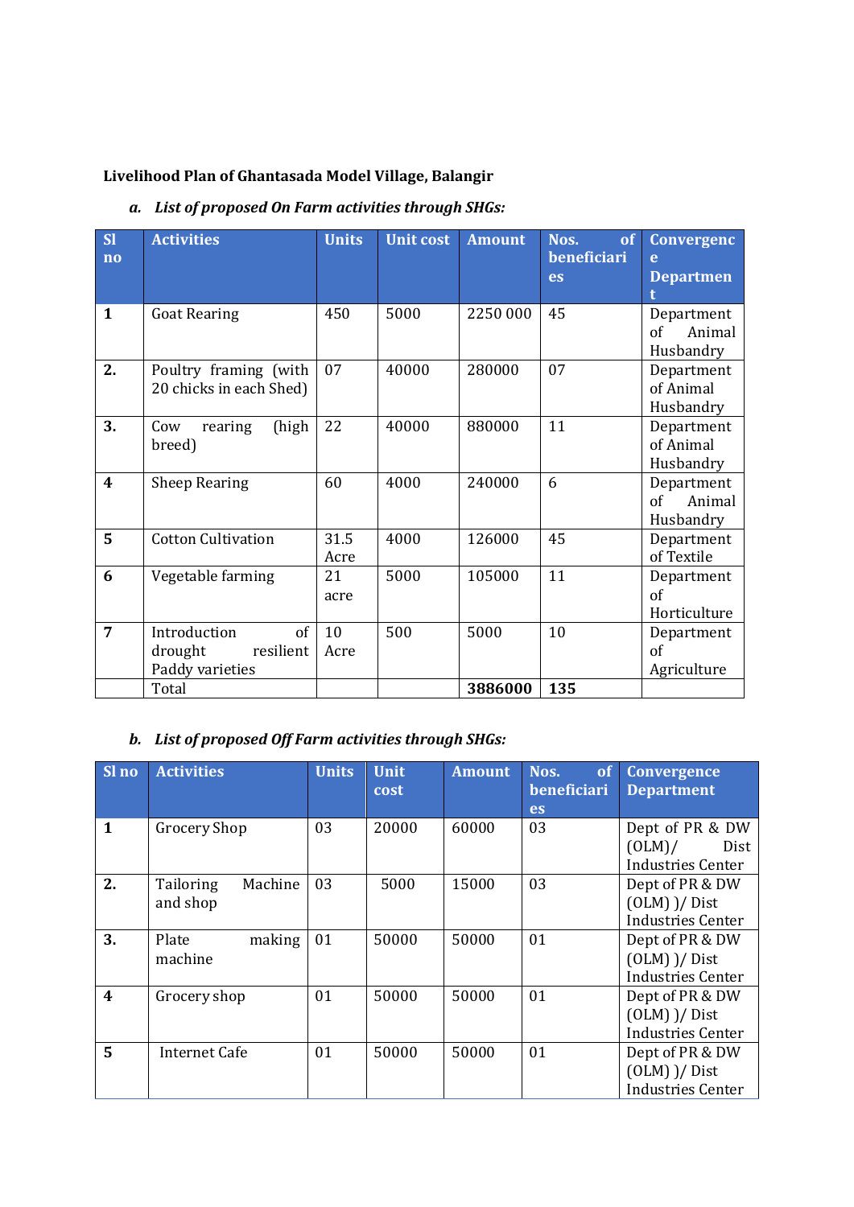**Livelihood Plan of Ghantasada Model Village, Balangir**

a. ***List of proposed On Farm activities through SHGs:***

| Sl no | Activities | Units | Unit cost | Amount | Nos. of beneficiaries | Convergence Department |
|---|---|---|---|---|---|---|
| **1** | Goat Rearing | 450 | 5000 | 2250 000 | 45 | Department of Animal Husbandry |
| **2.** | Poultry framing (with 20 chicks in each Shed) | 07 | 40000 | 280000 | 07 | Department of Animal Husbandry |
| **3.** | Cow rearing (high breed) | 22 | 40000 | 880000 | 11 | Department of Animal Husbandry |
| **4** | Sheep Rearing | 60 | 4000 | 240000 | 6 | Department of Animal Husbandry |
| **5** | Cotton Cultivation | 31.5 Acre | 4000 | 126000 | 45 | Department of Textile |
| **6** | Vegetable farming | 21 acre | 5000 | 105000 | 11 | Department of Horticulture |
| **7** | Introduction of drought resilient Paddy varieties | 10 Acre | 500 | 5000 | 10 | Department of Agriculture |
| | Total | | | **3886000** | **135** | |

b. ***List of proposed Off Farm activities through SHGs:***

| Sl no | Activities | Units | Unit cost | Amount | Nos. of beneficiaries | Convergence Department |
|---|---|---|---|---|---|---|
| **1** | Grocery Shop | 03 | 20000 | 60000 | 03 | Dept of PR & DW (OLM)/ Dist Industries Center |
| **2.** | Tailoring Machine and shop | 03 | 5000 | 15000 | 03 | Dept of PR & DW (OLM) )/ Dist Industries Center |
| **3.** | Plate making machine | 01 | 50000 | 50000 | 01 | Dept of PR & DW (OLM) )/ Dist Industries Center |
| **4** | Grocery shop | 01 | 50000 | 50000 | 01 | Dept of PR & DW (OLM) )/ Dist Industries Center |
| **5** | Internet Cafe | 01 | 50000 | 50000 | 01 | Dept of PR & DW (OLM) )/ Dist Industries Center |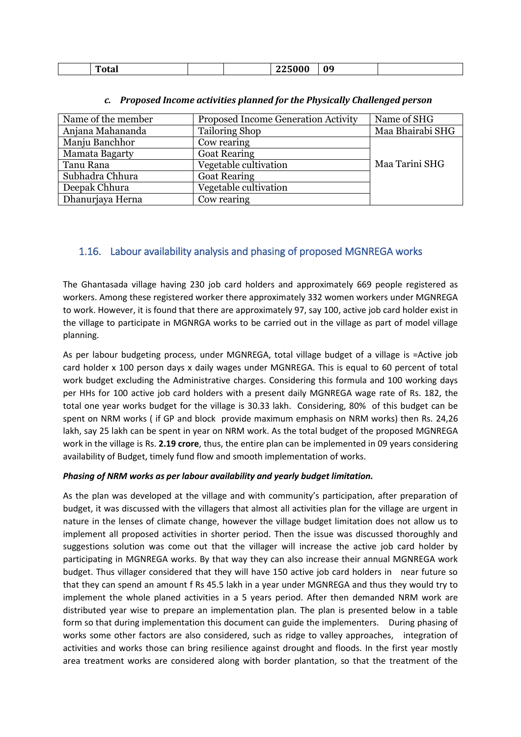|  | Total |  |  | 225000 | 09 |  |
|---|---|---|---|---|---|---|

*c. Proposed Income activities planned for the Physically Challenged person*

| Name of the member | Proposed Income Generation Activity | Name of SHG |
|---|---|---|
| Anjana Mahananda | Tailoring Shop | Maa Bhairabi SHG |
| Manju Banchhor | Cow rearing | Maa Tarini SHG |
| Mamata Bagarty | Goat Rearing | |
| Tanu Rana | Vegetable cultivation | |
| Subhadra Chhura | Goat Rearing | |
| Deepak Chhura | Vegetable cultivation | |
| Dhanurjaya Herna | Cow rearing | |

## 1.16. Labour availability analysis and phasing of proposed MGNREGA works

The Ghantasada village having 230 job card holders and approximately 669 people registered as workers. Among these registered worker there approximately 332 women workers under MGNREGA to work. However, it is found that there are approximately 97, say 100, active job card holder exist in the village to participate in MGNRGA works to be carried out in the village as part of model village planning.

As per labour budgeting process, under MGNREGA, total village budget of a village is =Active job card holder x 100 person days x daily wages under MGNREGA. This is equal to 60 percent of total work budget excluding the Administrative charges. Considering this formula and 100 working days per HHs for 100 active job card holders with a present daily MGNREGA wage rate of Rs. 182, the total one year works budget for the village is 30.33 lakh. Considering, 80% of this budget can be spent on NRM works ( if GP and block provide maximum emphasis on NRM works) then Rs. 24,26 lakh, say 25 lakh can be spent in year on NRM work. As the total budget of the proposed MGNREGA work in the village is Rs. **2.19 crore**, thus, the entire plan can be implemented in 09 years considering availability of Budget, timely fund flow and smooth implementation of works.

***Phasing of NRM works as per labour availability and yearly budget limitation.***

As the plan was developed at the village and with community's participation, after preparation of budget, it was discussed with the villagers that almost all activities plan for the village are urgent in nature in the lenses of climate change, however the village budget limitation does not allow us to implement all proposed activities in shorter period. Then the issue was discussed thoroughly and suggestions solution was come out that the villager will increase the active job card holder by participating in MGNREGA works. By that way they can also increase their annual MGNREGA work budget. Thus villager considered that they will have 150 active job card holders in near future so that they can spend an amount f Rs 45.5 lakh in a year under MGNREGA and thus they would try to implement the whole planed activities in a 5 years period. After then demanded NRM work are distributed year wise to prepare an implementation plan. The plan is presented below in a table form so that during implementation this document can guide the implementers. During phasing of works some other factors are also considered, such as ridge to valley approaches, integration of activities and works those can bring resilience against drought and floods. In the first year mostly area treatment works are considered along with border plantation, so that the treatment of the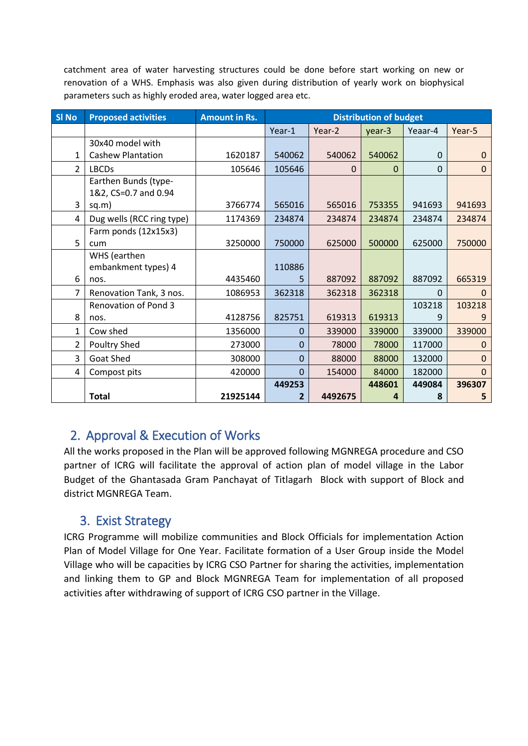catchment area of water harvesting structures could be done before start working on new or renovation of a WHS. Emphasis was also given during distribution of yearly work on biophysical parameters such as highly eroded area, water logged area etc.

| Sl No | Proposed activities | Amount in Rs. | Distribution of budget | | | | |
|---|---|---|---|---|---|---|---|
| | | | Year-1 | Year-2 | year-3 | Yeaar-4 | Year-5 |
| 1 | 30x40 model with Cashew Plantation | 1620187 | 540062 | 540062 | 540062 | 0 | 0 |
| 2 | LBCDs | 105646 | 105646 | 0 | 0 | 0 | 0 |
| 3 | Earthen Bunds (type-1&2, CS=0.7 and 0.94 sq.m) | 3766774 | 565016 | 565016 | 753355 | 941693 | 941693 |
| 4 | Dug wells (RCC ring type) | 1174369 | 234874 | 234874 | 234874 | 234874 | 234874 |
| 5 | Farm ponds (12x15x3) cum | 3250000 | 750000 | 625000 | 500000 | 625000 | 750000 |
| 6 | WHS (earthen embankment types) 4 nos. | 4435460 | 1108865 | 887092 | 887092 | 887092 | 665319 |
| 7 | Renovation Tank, 3 nos. | 1086953 | 362318 | 362318 | 362318 | 0 | 0 |
| 8 | Renovation of Pond 3 nos. | 4128756 | 825751 | 619313 | 619313 | 1032189 | 1032189 |
| 1 | Cow shed | 1356000 | 0 | 339000 | 339000 | 339000 | 339000 |
| 2 | Poultry Shed | 273000 | 0 | 78000 | 78000 | 117000 | 0 |
| 3 | Goat Shed | 308000 | 0 | 88000 | 88000 | 132000 | 0 |
| 4 | Compost pits | 420000 | 0 | 154000 | 84000 | 182000 | 0 |
| | **Total** | **21925144** | **4492532** | **4492675** | **4486014** | **4490848** | **3963075** |

## 2. Approval & Execution of Works

All the works proposed in the Plan will be approved following MGNREGA procedure and CSO partner of ICRG will facilitate the approval of action plan of model village in the Labor Budget of the Ghantasada Gram Panchayat of Titlagarh Block with support of Block and district MGNREGA Team.

## 3. Exist Strategy

ICRG Programme will mobilize communities and Block Officials for implementation Action Plan of Model Village for One Year. Facilitate formation of a User Group inside the Model Village who will be capacities by ICRG CSO Partner for sharing the activities, implementation and linking them to GP and Block MGNREGA Team for implementation of all proposed activities after withdrawing of support of ICRG CSO partner in the Village.